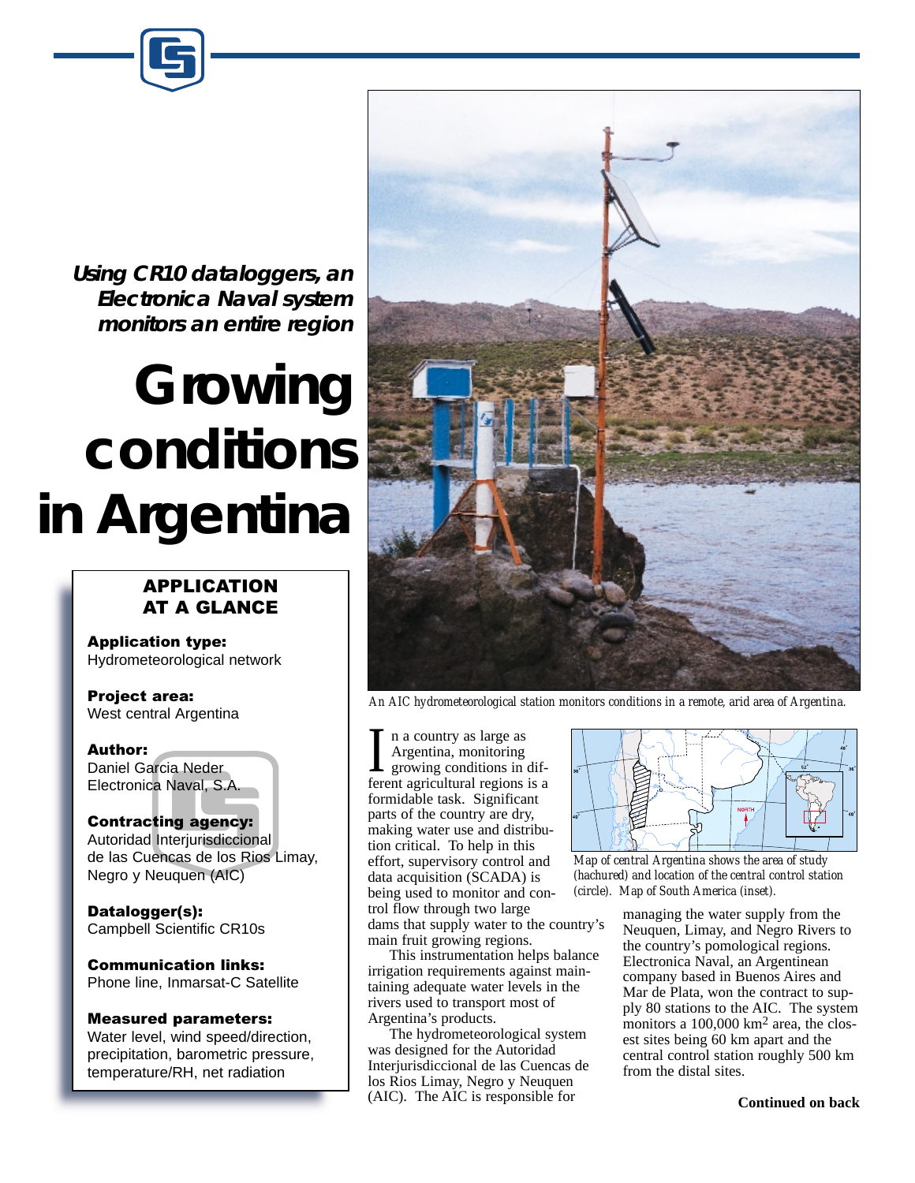*Using CR10 dataloggers, an Electronica Naval system monitors an entire region*

# Growing conditions in Argentina

## APPLICATION AT A GLANCE

**Application type:**
Hydrometeorological network

**Project area:**
West central Argentina

**Author:**
Daniel Garcia Neder
Electronica Naval, S.A.

**Contracting agency:**
Autoridad Interjurisdiccional de las Cuencas de los Rios Limay, Negro y Neuquen (AIC)

**Datalogger(s):**
Campbell Scientific CR10s

**Communication links:**
Phone line, Inmarsat-C Satellite

**Measured parameters:**
Water level, wind speed/direction, precipitation, barometric pressure, temperature/RH, net radiation

*An AIC hydrometeorological station monitors conditions in a remote, arid area of Argentina.*

In a country as large as Argentina, monitoring growing conditions in different agricultural regions is a formidable task. Significant parts of the country are dry, making water use and distribution critical. To help in this effort, supervisory control and data acquisition (SCADA) is being used to monitor and control flow through two large dams that supply water to the country's main fruit growing regions.

This instrumentation helps balance irrigation requirements against maintaining adequate water levels in the rivers used to transport most of Argentina's products.

The hydrometeorological system was designed for the Autoridad Interjurisdiccional de las Cuencas de los Rios Limay, Negro y Neuquen (AIC). The AIC is responsible for managing the water supply from the Neuquen, Limay, and Negro Rivers to the country's pomological regions. Electronica Naval, an Argentinean company based in Buenos Aires and Mar de Plata, won the contract to supply 80 stations to the AIC. The system monitors a 100,000 km$^2$ area, the closest sites being 60 km apart and the central control station roughly 500 km from the distal sites.

*Map of central Argentina shows the area of study (hachured) and location of the central control station (circle). Map of South America (inset).*

**Continued on back**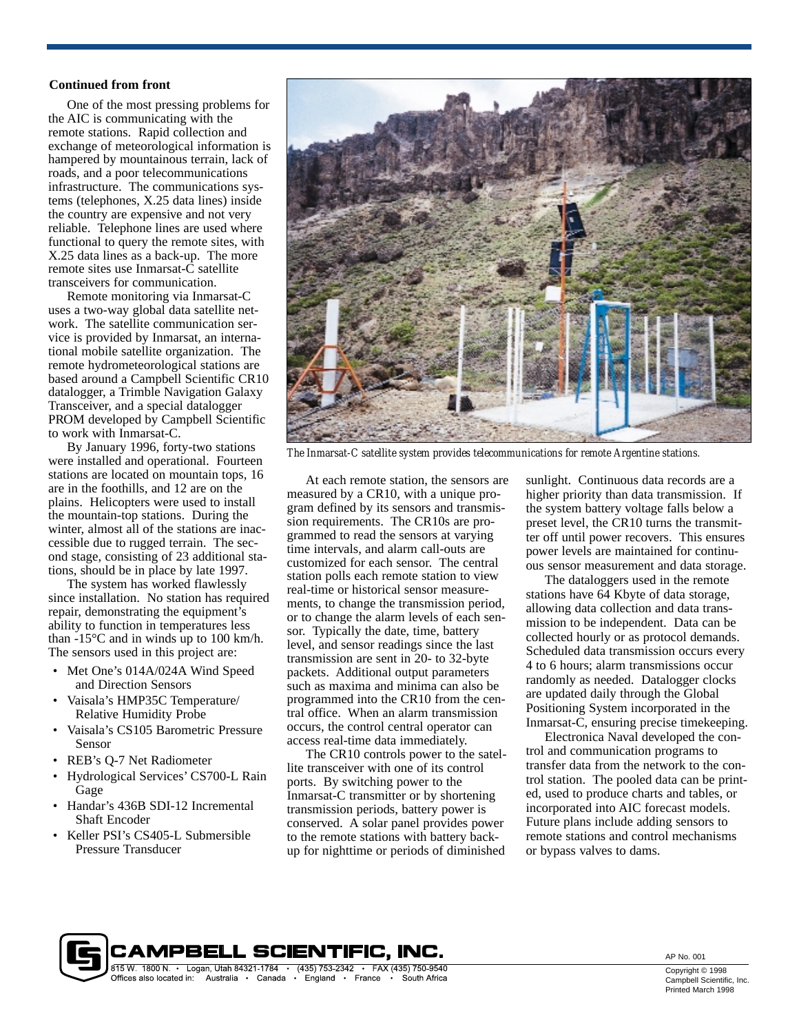**Continued from front**

One of the most pressing problems for the AIC is communicating with the remote stations. Rapid collection and exchange of meteorological information is hampered by mountainous terrain, lack of roads, and a poor telecommunications infrastructure. The communications systems (telephones, X.25 data lines) inside the country are expensive and not very reliable. Telephone lines are used where functional to query the remote sites, with X.25 data lines as a back-up. The more remote sites use Inmarsat-C satellite transceivers for communication.

Remote monitoring via Inmarsat-C uses a two-way global data satellite network. The satellite communication service is provided by Inmarsat, an international mobile satellite organization. The remote hydrometeorological stations are based around a Campbell Scientific CR10 datalogger, a Trimble Navigation Galaxy Transceiver, and a special datalogger PROM developed by Campbell Scientific to work with Inmarsat-C.

By January 1996, forty-two stations were installed and operational. Fourteen stations are located on mountain tops, 16 are in the foothills, and 12 are on the plains. Helicopters were used to install the mountain-top stations. During the winter, almost all of the stations are inaccessible due to rugged terrain. The second stage, consisting of 23 additional stations, should be in place by late 1997.

The system has worked flawlessly since installation. No station has required repair, demonstrating the equipment's ability to function in temperatures less than -15°C and in winds up to 100 km/h. The sensors used in this project are:

- Met One's 014A/024A Wind Speed and Direction Sensors
- Vaisala's HMP35C Temperature/ Relative Humidity Probe
- Vaisala's CS105 Barometric Pressure Sensor
- REB's Q-7 Net Radiometer
- Hydrological Services' CS700-L Rain Gage
- Handar's 436B SDI-12 Incremental Shaft Encoder
- Keller PSI's CS405-L Submersible Pressure Transducer

*The Inmarsat-C satellite system provides telecommunications for remote Argentine stations.*

At each remote station, the sensors are measured by a CR10, with a unique program defined by its sensors and transmission requirements. The CR10s are programmed to read the sensors at varying time intervals, and alarm call-outs are customized for each sensor. The central station polls each remote station to view real-time or historical sensor measurements, to change the transmission period, or to change the alarm levels of each sensor. Typically the date, time, battery level, and sensor readings since the last transmission are sent in 20- to 32-byte packets. Additional output parameters such as maxima and minima can also be programmed into the CR10 from the central office. When an alarm transmission occurs, the control central operator can access real-time data immediately.

The CR10 controls power to the satellite transceiver with one of its control ports. By switching power to the Inmarsat-C transmitter or by shortening transmission periods, battery power is conserved. A solar panel provides power to the remote stations with battery backup for nighttime or periods of diminished sunlight. Continuous data records are a higher priority than data transmission. If the system battery voltage falls below a preset level, the CR10 turns the transmitter off until power recovers. This ensures power levels are maintained for continuous sensor measurement and data storage.

The dataloggers used in the remote stations have 64 Kbyte of data storage, allowing data collection and data transmission to be independent. Data can be collected hourly or as protocol demands. Scheduled data transmission occurs every 4 to 6 hours; alarm transmissions occur randomly as needed. Datalogger clocks are updated daily through the Global Positioning System incorporated in the Inmarsat-C, ensuring precise timekeeping.

Electronica Naval developed the control and communication programs to transfer data from the network to the control station. The pooled data can be printed, used to produce charts and tables, or incorporated into AIC forecast models. Future plans include adding sensors to remote stations and control mechanisms or bypass valves to dams.

**CAMPBELL SCIENTIFIC, INC.**

815 W. 1800 N. • Logan, Utah 84321-1784 • (435) 753-2342 • FAX (435) 750-9540
Offices also located in: Australia • Canada • England • France • South Africa

AP No. 001

Copyright © 1998
Campbell Scientific, Inc.
Printed March 1998